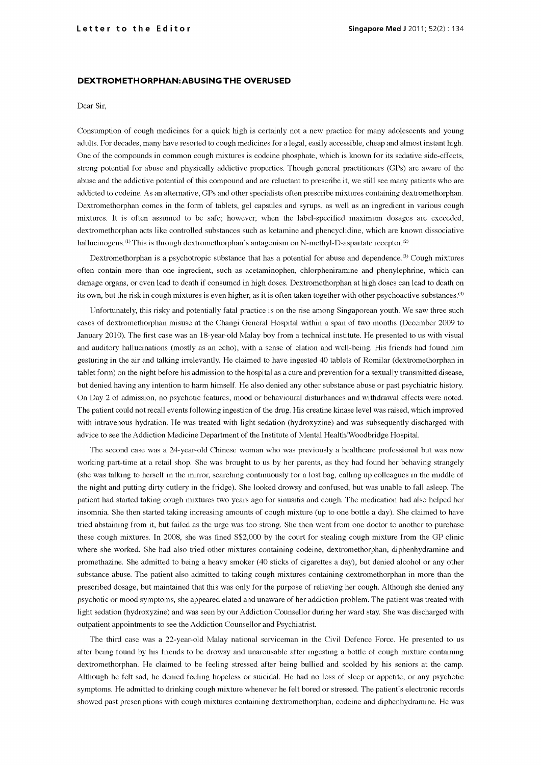## DEXTROMETHORPHAN: ABUSING THE OVERUSED

Dear Sir,

Consumption of cough medicines for a quick high is certainly not a new practice for many adolescents and young adults. For decades, many have resorted to cough medicines for a legal, easily accessible, cheap and almost instant high. One of the compounds in common cough mixtures is codeine phosphate, which is known for its sedative side-effects, strong potential for abuse and physically addictive properties. Though general practitioners (GPs) are aware of the abuse and the addictive potential of this compound and are reluctant to prescribe it, we still see many patients who are addicted to codeine. As an alternative, GPs and other specialists often prescribe mixtures containing dextromethorphan. Dextromethorphan comes in the form of tablets, gel capsules and syrups, as well as an ingredient in various cough mixtures. It is often assumed to be safe; however, when the label-specified maximum dosages are exceeded, dextromethorphan acts like controlled substances such as ketamine and phencyclidine, which are known dissociative hallucinogens.[1] This is through dextromethorphan's antagonism on N-methyl-D-aspartate receptor.[2]

Dextromethorphan is a psychotropic substance that has a potential for abuse and dependence.[3] Cough mixtures often contain more than one ingredient, such as acetaminophen, chlorpheniramine and phenylephrine, which can damage organs, or even lead to death if consumed in high doses. Dextromethorphan at high doses can lead to death on its own, but the risk in cough mixtures is even higher, as it is often taken together with other psychoactive substances.[4]

Unfortunately, this risky and potentially fatal practice is on the rise among Singaporean youth. We saw three such cases of dextromethorphan misuse at the Changi General Hospital within a span of two months (December 2009 to January 2010). The first case was an 18-year-old Malay boy from a technical institute. He presented to us with visual and auditory hallucinations (mostly as an echo), with a sense of elation and well-being. His friends had found him gesturing in the air and talking irrelevantly. He claimed to have ingested 40 tablets of Romilar (dextromethorphan in tablet form) on the night before his admission to the hospital as a cure and prevention for a sexually transmitted disease, but denied having any intention to harm himself. He also denied any other substance abuse or past psychiatric history. On Day 2 of admission, no psychotic features, mood or behavioural disturbances and withdrawal effects were noted. The patient could not recall events following ingestion of the drug. His creatine kinase level was raised, which improved with intravenous hydration. He was treated with light sedation (hydroxyzine) and was subsequently discharged with advice to see the Addiction Medicine Department of the Institute of Mental Health/Woodbridge Hospital.

The second case was a 24-year-old Chinese woman who was previously a healthcare professional but was now working part-time at a retail shop. She was brought to us by her parents, as they had found her behaving strangely (she was talking to herself in the mirror, searching continuously for a lost bag, calling up colleagues in the middle of the night and putting dirty cutlery in the fridge). She looked drowsy and confused, but was unable to fall asleep. The patient had started taking cough mixtures two years ago for sinusitis and cough. The medication had also helped her insomnia. She then started taking increasing amounts of cough mixture (up to one bottle a day). She claimed to have tried abstaining from it, but failed as the urge was too strong. She then went from one doctor to another to purchase these cough mixtures. In 2008, she was fined S$2,000 by the court for stealing cough mixture from the GP clinic where she worked. She had also tried other mixtures containing codeine, dextromethorphan, diphenhydramine and promethazine. She admitted to being a heavy smoker (40 sticks of cigarettes a day), but denied alcohol or any other substance abuse. The patient also admitted to taking cough mixtures containing dextromethorphan in more than the prescribed dosage, but maintained that this was only for the purpose of relieving her cough. Although she denied any psychotic or mood symptoms, she appeared elated and unaware of her addiction problem. The patient was treated with light sedation (hydroxyzine) and was seen by our Addiction Counsellor during her ward stay. She was discharged with outpatient appointments to see the Addiction Counsellor and Psychiatrist.

The third case was a 22-year-old Malay national serviceman in the Civil Defence Force. He presented to us after being found by his friends to be drowsy and unarousable after ingesting a bottle of cough mixture containing dextromethorphan. He claimed to be feeling stressed after being bullied and scolded by his seniors at the camp. Although he felt sad, he denied feeling hopeless or suicidal. He had no loss of sleep or appetite, or any psychotic symptoms. He admitted to drinking cough mixture whenever he felt bored or stressed. The patient's electronic records showed past prescriptions with cough mixtures containing dextromethorphan, codeine and diphenhydramine. He was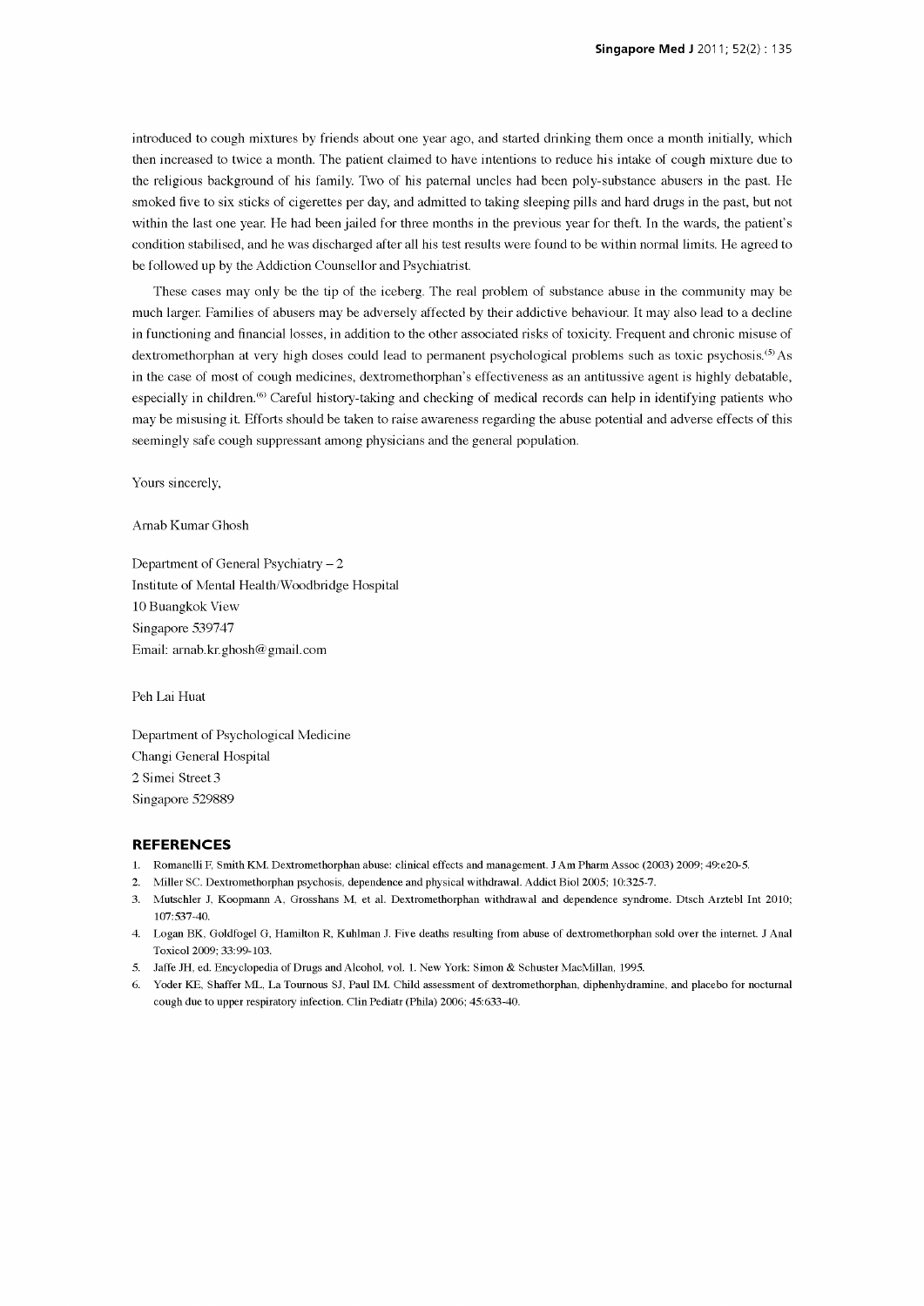introduced to cough mixtures by friends about one year ago, and started drinking them once a month initially, which then increased to twice a month. The patient claimed to have intentions to reduce his intake of cough mixture due to the religious background of his family. Two of his paternal uncles had been poly-substance abusers in the past. He smoked five to six sticks of cigerettes per day, and admitted to taking sleeping pills and hard drugs in the past, but not within the last one year. He had been jailed for three months in the previous year for theft. In the wards, the patient's condition stabilised, and he was discharged after all his test results were found to be within normal limits. He agreed to be followed up by the Addiction Counsellor and Psychiatrist.

These cases may only be the tip of the iceberg. The real problem of substance abuse in the community may be much larger. Families of abusers may be adversely affected by their addictive behaviour. It may also lead to a decline in functioning and financial losses, in addition to the other associated risks of toxicity. Frequent and chronic misuse of dextromethorphan at very high doses could lead to permanent psychological problems such as toxic psychosis.(5) As in the case of most of cough medicines, dextromethorphan's effectiveness as an antitussive agent is highly debatable, especially in children.(6) Careful history-taking and checking of medical records can help in identifying patients who may be misusing it. Efforts should be taken to raise awareness regarding the abuse potential and adverse effects of this seemingly safe cough suppressant among physicians and the general population.

Yours sincerely,

Arnab Kumar Ghosh

Department of General Psychiatry – 2
Institute of Mental Health/Woodbridge Hospital
10 Buangkok View
Singapore 539747
Email: arnab.kr.ghosh@gmail.com

Peh Lai Huat

Department of Psychological Medicine
Changi General Hospital
2 Simei Street 3
Singapore 529889

## REFERENCES

1. Romanelli F, Smith KM. Dextromethorphan abuse: clinical effects and management. J Am Pharm Assoc (2003) 2009; 49:e20-5.
2. Miller SC. Dextromethorphan psychosis, dependence and physical withdrawal. Addict Biol 2005; 10:325-7.
3. Mutschler J, Koopmann A, Grosshans M, et al. Dextromethorphan withdrawal and dependence syndrome. Dtsch Arztebl Int 2010; 107:537-40.
4. Logan BK, Goldfogel G, Hamilton R, Kuhlman J. Five deaths resulting from abuse of dextromethorphan sold over the internet. J Anal Toxicol 2009; 33:99-103.
5. Jaffe JH, ed. Encyclopedia of Drugs and Alcohol, vol. 1. New York: Simon & Schuster MacMillan, 1995.
6. Yoder KE, Shaffer ML, La Tournous SJ, Paul IM. Child assessment of dextromethorphan, diphenhydramine, and placebo for nocturnal cough due to upper respiratory infection. Clin Pediatr (Phila) 2006; 45:633-40.